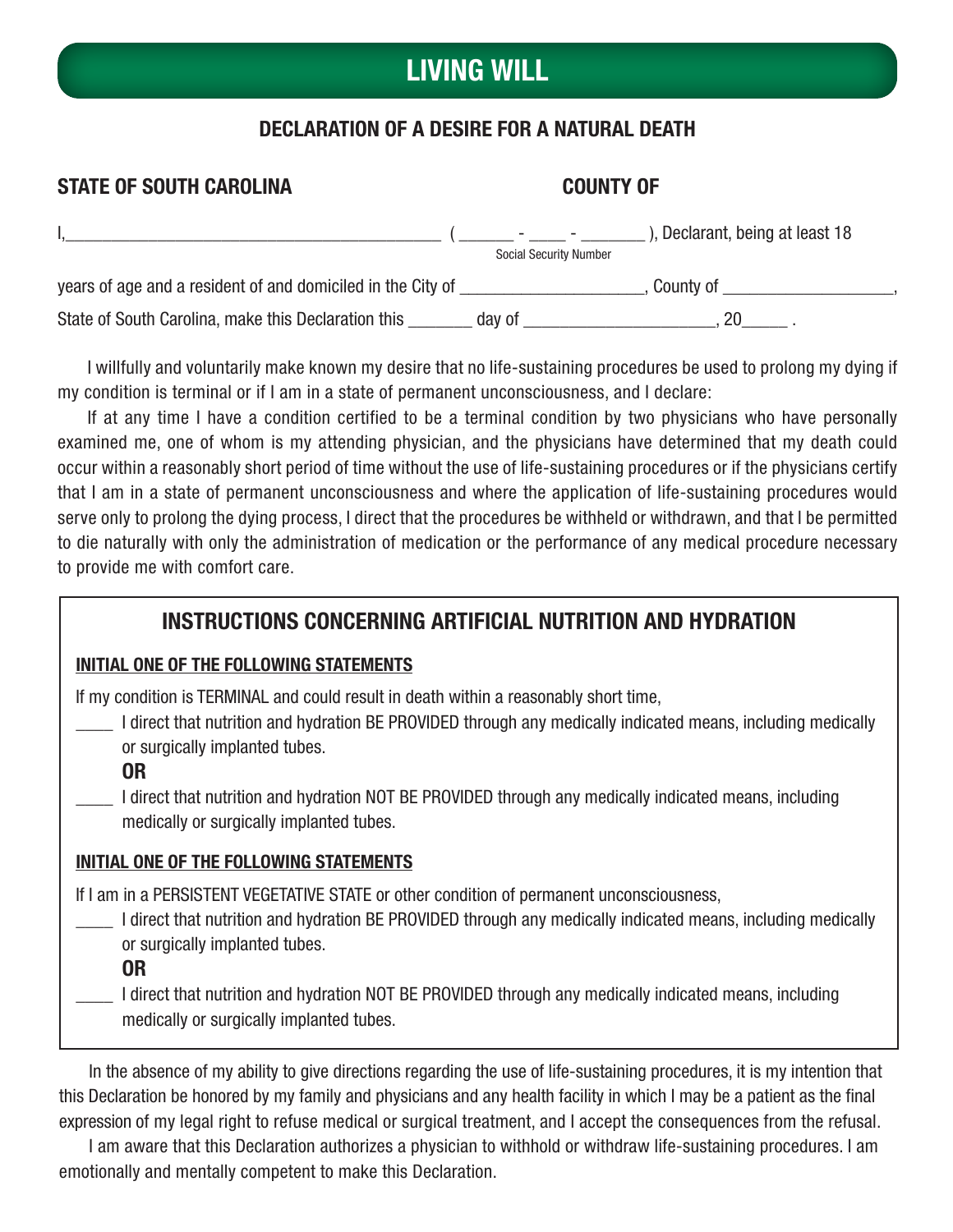# LIVING WILL

## DECLARATION OF A DESIRE FOR A NATURAL DEATH

**STATE OF SOUTH CAROLINA** **COUNTY OF**

I,_______________________________________ ( ______ - ____ - _______ ), Declarant, being at least 18
Social Security Number

years of age and a resident of and domiciled in the City of ____________________, County of __________________,

State of South Carolina, make this Declaration this _______ day of ____________________, 20_____ .

I willfully and voluntarily make known my desire that no life-sustaining procedures be used to prolong my dying if my condition is terminal or if I am in a state of permanent unconsciousness, and I declare:

If at any time I have a condition certified to be a terminal condition by two physicians who have personally examined me, one of whom is my attending physician, and the physicians have determined that my death could occur within a reasonably short period of time without the use of life-sustaining procedures or if the physicians certify that I am in a state of permanent unconsciousness and where the application of life-sustaining procedures would serve only to prolong the dying process, I direct that the procedures be withheld or withdrawn, and that I be permitted to die naturally with only the administration of medication or the performance of any medical procedure necessary to provide me with comfort care.

## INSTRUCTIONS CONCERNING ARTIFICIAL NUTRITION AND HYDRATION

**INITIAL ONE OF THE FOLLOWING STATEMENTS**

If my condition is TERMINAL and could result in death within a reasonably short time,

____ I direct that nutrition and hydration BE PROVIDED through any medically indicated means, including medically or surgically implanted tubes.

**OR**

____ I direct that nutrition and hydration NOT BE PROVIDED through any medically indicated means, including medically or surgically implanted tubes.

**INITIAL ONE OF THE FOLLOWING STATEMENTS**

If I am in a PERSISTENT VEGETATIVE STATE or other condition of permanent unconsciousness,

____ I direct that nutrition and hydration BE PROVIDED through any medically indicated means, including medically or surgically implanted tubes.

**OR**

____ I direct that nutrition and hydration NOT BE PROVIDED through any medically indicated means, including medically or surgically implanted tubes.

In the absence of my ability to give directions regarding the use of life-sustaining procedures, it is my intention that this Declaration be honored by my family and physicians and any health facility in which I may be a patient as the final expression of my legal right to refuse medical or surgical treatment, and I accept the consequences from the refusal.

I am aware that this Declaration authorizes a physician to withhold or withdraw life-sustaining procedures. I am emotionally and mentally competent to make this Declaration.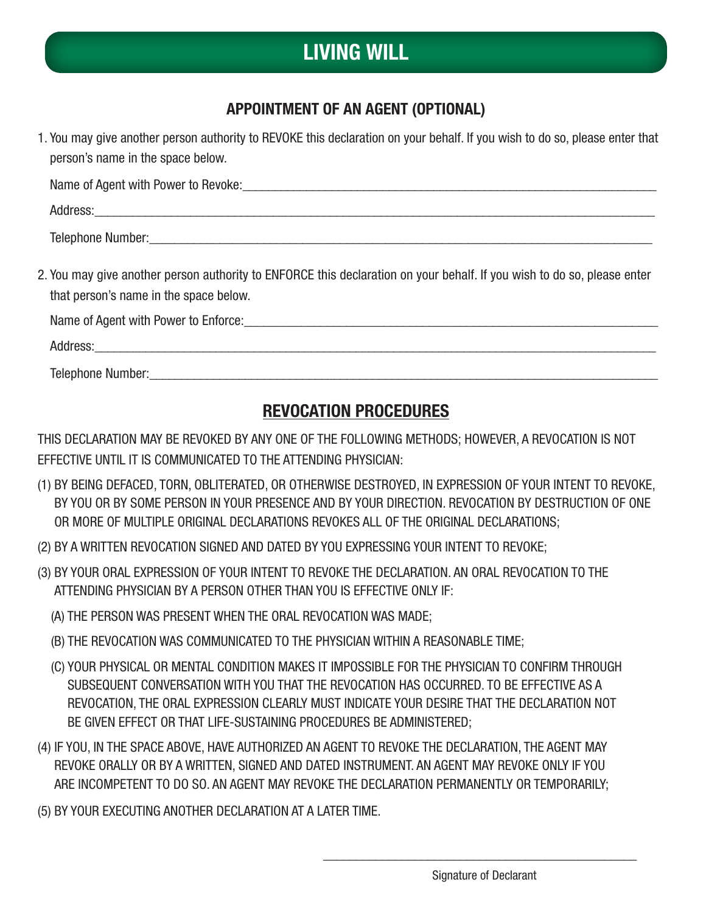# LIVING WILL

## APPOINTMENT OF AN AGENT (OPTIONAL)

1. You may give another person authority to REVOKE this declaration on your behalf. If you wish to do so, please enter that person's name in the space below.

   Name of Agent with Power to Revoke:___________________________________________

   Address:___________________________________________

   Telephone Number:___________________________________________

2. You may give another person authority to ENFORCE this declaration on your behalf. If you wish to do so, please enter that person's name in the space below.

   Name of Agent with Power to Enforce:___________________________________________

   Address:___________________________________________

   Telephone Number:___________________________________________

## REVOCATION PROCEDURES

THIS DECLARATION MAY BE REVOKED BY ANY ONE OF THE FOLLOWING METHODS; HOWEVER, A REVOCATION IS NOT EFFECTIVE UNTIL IT IS COMMUNICATED TO THE ATTENDING PHYSICIAN:

(1) BY BEING DEFACED, TORN, OBLITERATED, OR OTHERWISE DESTROYED, IN EXPRESSION OF YOUR INTENT TO REVOKE, BY YOU OR BY SOME PERSON IN YOUR PRESENCE AND BY YOUR DIRECTION. REVOCATION BY DESTRUCTION OF ONE OR MORE OF MULTIPLE ORIGINAL DECLARATIONS REVOKES ALL OF THE ORIGINAL DECLARATIONS;

(2) BY A WRITTEN REVOCATION SIGNED AND DATED BY YOU EXPRESSING YOUR INTENT TO REVOKE;

(3) BY YOUR ORAL EXPRESSION OF YOUR INTENT TO REVOKE THE DECLARATION. AN ORAL REVOCATION TO THE ATTENDING PHYSICIAN BY A PERSON OTHER THAN YOU IS EFFECTIVE ONLY IF:

   (A) THE PERSON WAS PRESENT WHEN THE ORAL REVOCATION WAS MADE;

   (B) THE REVOCATION WAS COMMUNICATED TO THE PHYSICIAN WITHIN A REASONABLE TIME;

   (C) YOUR PHYSICAL OR MENTAL CONDITION MAKES IT IMPOSSIBLE FOR THE PHYSICIAN TO CONFIRM THROUGH SUBSEQUENT CONVERSATION WITH YOU THAT THE REVOCATION HAS OCCURRED. TO BE EFFECTIVE AS A REVOCATION, THE ORAL EXPRESSION CLEARLY MUST INDICATE YOUR DESIRE THAT THE DECLARATION NOT BE GIVEN EFFECT OR THAT LIFE-SUSTAINING PROCEDURES BE ADMINISTERED;

(4) IF YOU, IN THE SPACE ABOVE, HAVE AUTHORIZED AN AGENT TO REVOKE THE DECLARATION, THE AGENT MAY REVOKE ORALLY OR BY A WRITTEN, SIGNED AND DATED INSTRUMENT. AN AGENT MAY REVOKE ONLY IF YOU ARE INCOMPETENT TO DO SO. AN AGENT MAY REVOKE THE DECLARATION PERMANENTLY OR TEMPORARILY;

(5) BY YOUR EXECUTING ANOTHER DECLARATION AT A LATER TIME.

___________________________________________

Signature of Declarant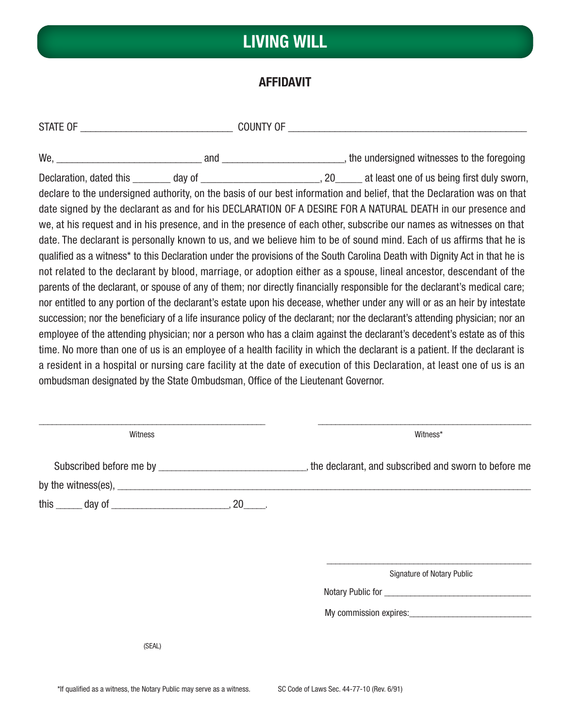# LIVING WILL

## AFFIDAVIT

STATE OF ______________________________ COUNTY OF ______________________________________________

We, ____________________________ and _______________________, the undersigned witnesses to the foregoing Declaration, dated this _______ day of _____________________, 20_____ at least one of us being first duly sworn, declare to the undersigned authority, on the basis of our best information and belief, that the Declaration was on that date signed by the declarant as and for his DECLARATION OF A DESIRE FOR A NATURAL DEATH in our presence and we, at his request and in his presence, and in the presence of each other, subscribe our names as witnesses on that date. The declarant is personally known to us, and we believe him to be of sound mind. Each of us affirms that he is qualified as a witness* to this Declaration under the provisions of the South Carolina Death with Dignity Act in that he is not related to the declarant by blood, marriage, or adoption either as a spouse, lineal ancestor, descendant of the parents of the declarant, or spouse of any of them; nor directly financially responsible for the declarant's medical care; nor entitled to any portion of the declarant's estate upon his decease, whether under any will or as an heir by intestate succession; nor the beneficiary of a life insurance policy of the declarant; nor the declarant's attending physician; nor an employee of the attending physician; nor a person who has a claim against the declarant's decedent's estate as of this time. No more than one of us is an employee of a health facility in which the declarant is a patient. If the declarant is a resident in a hospital or nursing care facility at the date of execution of this Declaration, at least one of us is an ombudsman designated by the State Ombudsman, Office of the Lieutenant Governor.

_____________________________________________ Witness

_____________________________________________ Witness*

Subscribed before me by ____________________________, the declarant, and subscribed and sworn to before me by the witness(es), ______________________________________________________________________________

this _____ day of _____________________, 20____.

_____________________________________________
Signature of Notary Public

Notary Public for _______________________________

My commission expires:___________________________

(SEAL)

*If qualified as a witness, the Notary Public may serve as a witness.

SC Code of Laws Sec. 44-77-10 (Rev. 6/91)